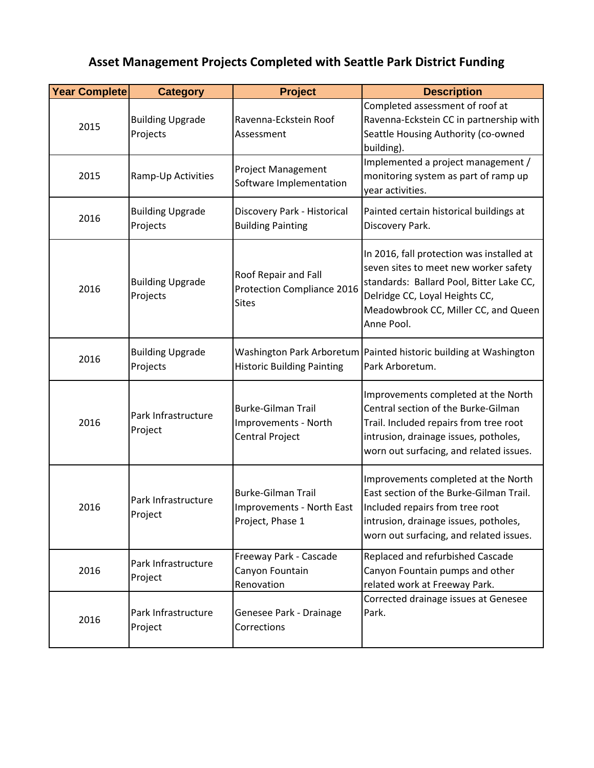# Asset Management Projects Completed with Seattle Park District Funding

| Year Complete | Category | Project | Description |
|---|---|---|---|
| 2015 | Building Upgrade Projects | Ravenna-Eckstein Roof Assessment | Completed assessment of roof at Ravenna-Eckstein CC in partnership with Seattle Housing Authority (co-owned building). |
| 2015 | Ramp-Up Activities | Project Management Software Implementation | Implemented a project management / monitoring system as part of ramp up year activities. |
| 2016 | Building Upgrade Projects | Discovery Park - Historical Building Painting | Painted certain historical buildings at Discovery Park. |
| 2016 | Building Upgrade Projects | Roof Repair and Fall Protection Compliance 2016 Sites | In 2016, fall protection was installed at seven sites to meet new worker safety standards: Ballard Pool, Bitter Lake CC, Delridge CC, Loyal Heights CC, Meadowbrook CC, Miller CC, and Queen Anne Pool. |
| 2016 | Building Upgrade Projects | Washington Park Arboretum Historic Building Painting | Painted historic building at Washington Park Arboretum. |
| 2016 | Park Infrastructure Project | Burke-Gilman Trail Improvements - North Central Project | Improvements completed at the North Central section of the Burke-Gilman Trail. Included repairs from tree root intrusion, drainage issues, potholes, worn out surfacing, and related issues. |
| 2016 | Park Infrastructure Project | Burke-Gilman Trail Improvements - North East Project, Phase 1 | Improvements completed at the North East section of the Burke-Gilman Trail. Included repairs from tree root intrusion, drainage issues, potholes, worn out surfacing, and related issues. |
| 2016 | Park Infrastructure Project | Freeway Park - Cascade Canyon Fountain Renovation | Replaced and refurbished Cascade Canyon Fountain pumps and other related work at Freeway Park. |
| 2016 | Park Infrastructure Project | Genesee Park - Drainage Corrections | Corrected drainage issues at Genesee Park. |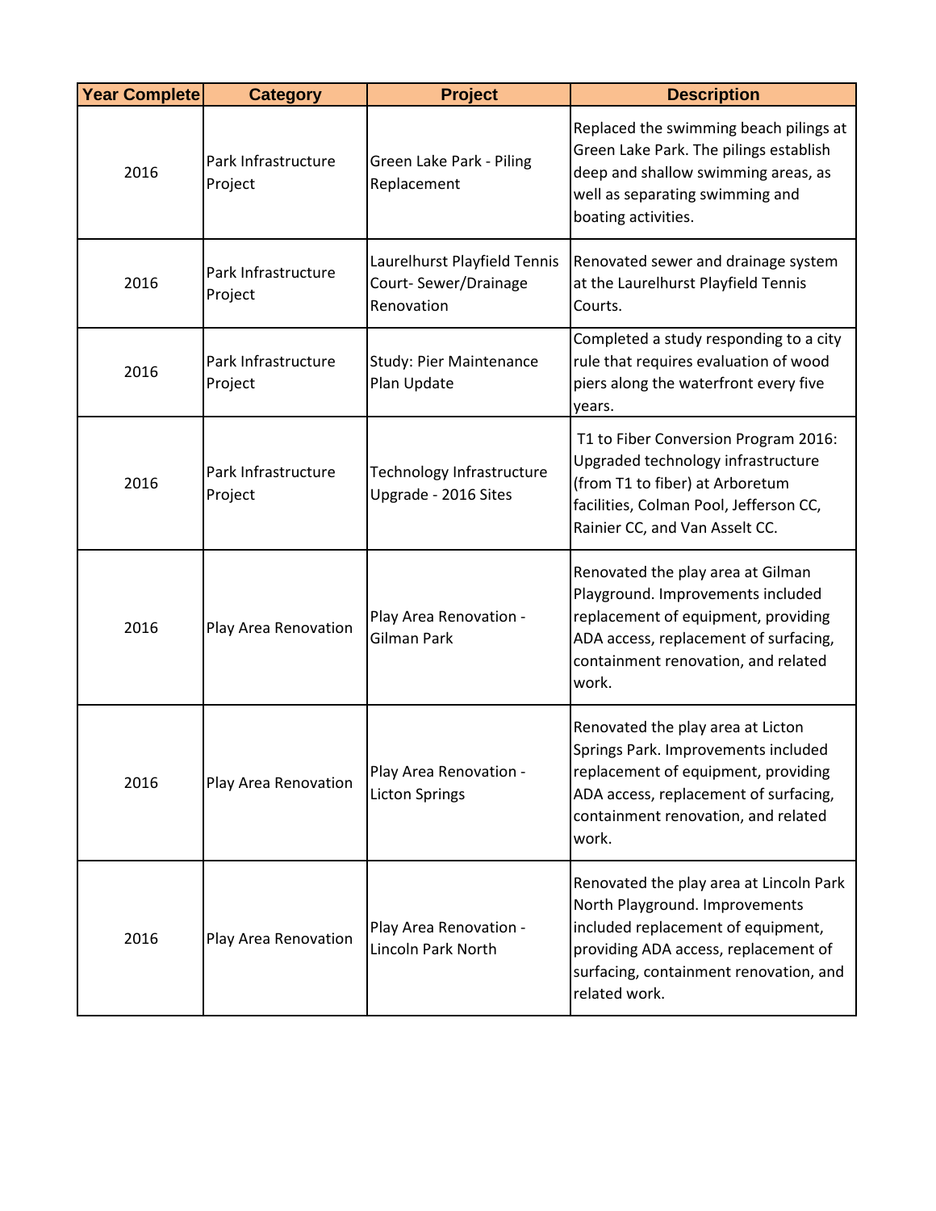| Year Complete | Category | Project | Description |
|---|---|---|---|
| 2016 | Park Infrastructure Project | Green Lake Park - Piling Replacement | Replaced the swimming beach pilings at Green Lake Park. The pilings establish deep and shallow swimming areas, as well as separating swimming and boating activities. |
| 2016 | Park Infrastructure Project | Laurelhurst Playfield Tennis Court- Sewer/Drainage Renovation | Renovated sewer and drainage system at the Laurelhurst Playfield Tennis Courts. |
| 2016 | Park Infrastructure Project | Study: Pier Maintenance Plan Update | Completed a study responding to a city rule that requires evaluation of wood piers along the waterfront every five years. |
| 2016 | Park Infrastructure Project | Technology Infrastructure Upgrade - 2016 Sites | T1 to Fiber Conversion Program 2016: Upgraded technology infrastructure (from T1 to fiber) at Arboretum facilities, Colman Pool, Jefferson CC, Rainier CC, and Van Asselt CC. |
| 2016 | Play Area Renovation | Play Area Renovation - Gilman Park | Renovated the play area at Gilman Playground. Improvements included replacement of equipment, providing ADA access, replacement of surfacing, containment renovation, and related work. |
| 2016 | Play Area Renovation | Play Area Renovation - Licton Springs | Renovated the play area at Licton Springs Park. Improvements included replacement of equipment, providing ADA access, replacement of surfacing, containment renovation, and related work. |
| 2016 | Play Area Renovation | Play Area Renovation - Lincoln Park North | Renovated the play area at Lincoln Park North Playground. Improvements included replacement of equipment, providing ADA access, replacement of surfacing, containment renovation, and related work. |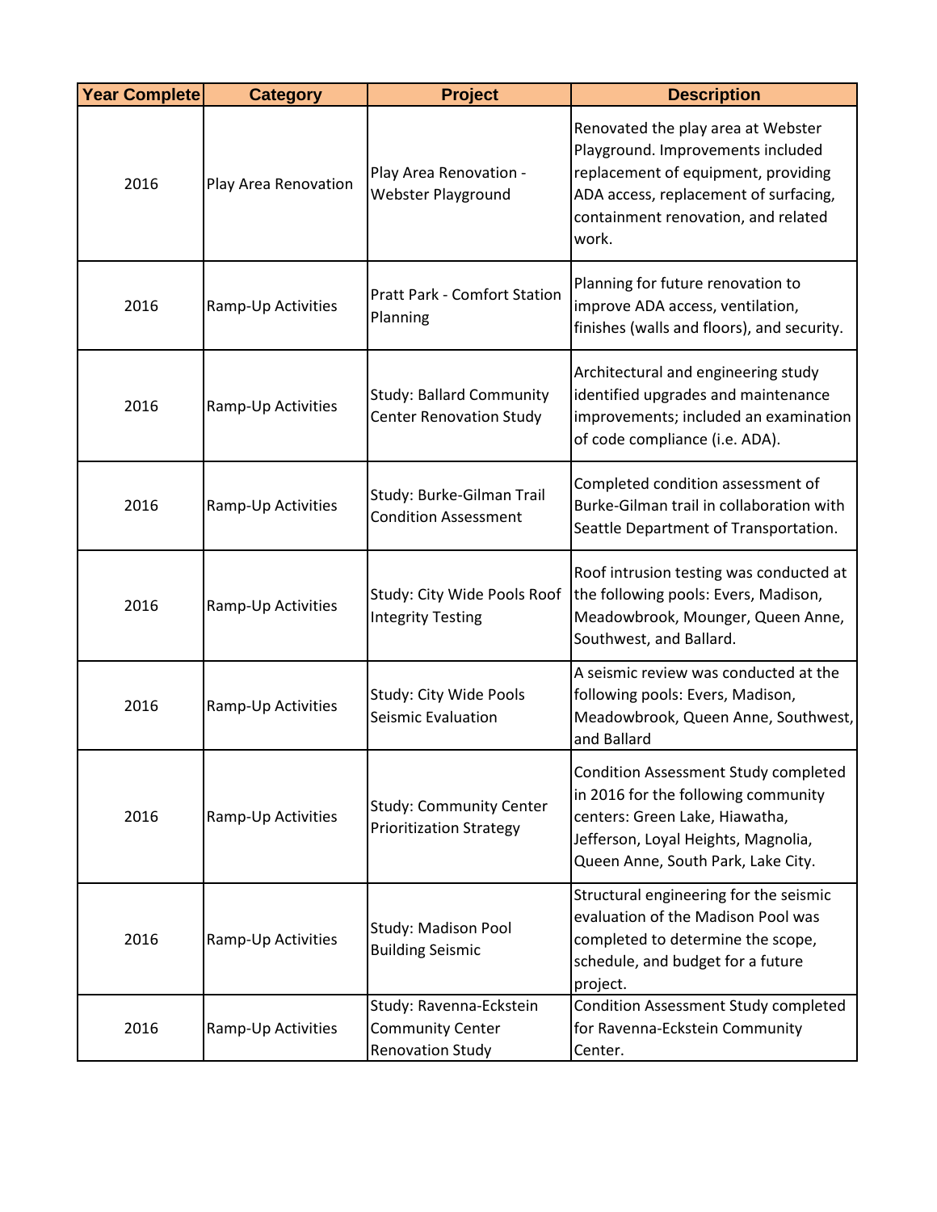| Year Complete | Category | Project | Description |
| --- | --- | --- | --- |
| 2016 | Play Area Renovation | Play Area Renovation - Webster Playground | Renovated the play area at Webster Playground. Improvements included replacement of equipment, providing ADA access, replacement of surfacing, containment renovation, and related work. |
| 2016 | Ramp-Up Activities | Pratt Park - Comfort Station Planning | Planning for future renovation to improve ADA access, ventilation, finishes (walls and floors), and security. |
| 2016 | Ramp-Up Activities | Study: Ballard Community Center Renovation Study | Architectural and engineering study identified upgrades and maintenance improvements; included an examination of code compliance (i.e. ADA). |
| 2016 | Ramp-Up Activities | Study: Burke-Gilman Trail Condition Assessment | Completed condition assessment of Burke-Gilman trail in collaboration with Seattle Department of Transportation. |
| 2016 | Ramp-Up Activities | Study: City Wide Pools Roof Integrity Testing | Roof intrusion testing was conducted at the following pools: Evers, Madison, Meadowbrook, Mounger, Queen Anne, Southwest, and Ballard. |
| 2016 | Ramp-Up Activities | Study: City Wide Pools Seismic Evaluation | A seismic review was conducted at the following pools: Evers, Madison, Meadowbrook, Queen Anne, Southwest, and Ballard |
| 2016 | Ramp-Up Activities | Study: Community Center Prioritization Strategy | Condition Assessment Study completed in 2016 for the following community centers: Green Lake, Hiawatha, Jefferson, Loyal Heights, Magnolia, Queen Anne, South Park, Lake City. |
| 2016 | Ramp-Up Activities | Study: Madison Pool Building Seismic | Structural engineering for the seismic evaluation of the Madison Pool was completed to determine the scope, schedule, and budget for a future project. |
| 2016 | Ramp-Up Activities | Study: Ravenna-Eckstein Community Center Renovation Study | Condition Assessment Study completed for Ravenna-Eckstein Community Center. |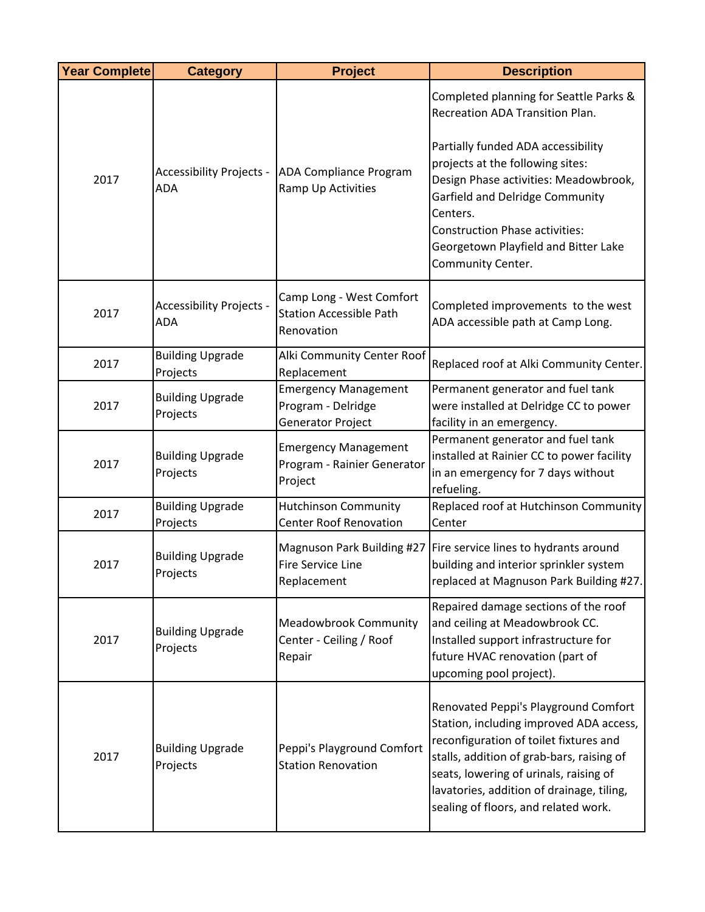| Year Complete | Category | Project | Description |
|---|---|---|---|
| 2017 | Accessibility Projects - ADA | ADA Compliance Program Ramp Up Activities | Completed planning for Seattle Parks & Recreation ADA Transition Plan.<br><br>Partially funded ADA accessibility projects at the following sites:<br>Design Phase activities: Meadowbrook, Garfield and Delridge Community Centers.<br>Construction Phase activities: Georgetown Playfield and Bitter Lake Community Center. |
| 2017 | Accessibility Projects - ADA | Camp Long - West Comfort Station Accessible Path Renovation | Completed improvements to the west ADA accessible path at Camp Long. |
| 2017 | Building Upgrade Projects | Alki Community Center Roof Replacement | Replaced roof at Alki Community Center. |
| 2017 | Building Upgrade Projects | Emergency Management Program - Delridge Generator Project | Permanent generator and fuel tank were installed at Delridge CC to power facility in an emergency. |
| 2017 | Building Upgrade Projects | Emergency Management Program - Rainier Generator Project | Permanent generator and fuel tank installed at Rainier CC to power facility in an emergency for 7 days without refueling. |
| 2017 | Building Upgrade Projects | Hutchinson Community Center Roof Renovation | Replaced roof at Hutchinson Community Center |
| 2017 | Building Upgrade Projects | Magnuson Park Building #27 Fire Service Line Replacement | Fire service lines to hydrants around building and interior sprinkler system replaced at Magnuson Park Building #27. |
| 2017 | Building Upgrade Projects | Meadowbrook Community Center - Ceiling / Roof Repair | Repaired damage sections of the roof and ceiling at Meadowbrook CC. Installed support infrastructure for future HVAC renovation (part of upcoming pool project). |
| 2017 | Building Upgrade Projects | Peppi's Playground Comfort Station Renovation | Renovated Peppi's Playground Comfort Station, including improved ADA access, reconfiguration of toilet fixtures and stalls, addition of grab-bars, raising of seats, lowering of urinals, raising of lavatories, addition of drainage, tiling, sealing of floors, and related work. |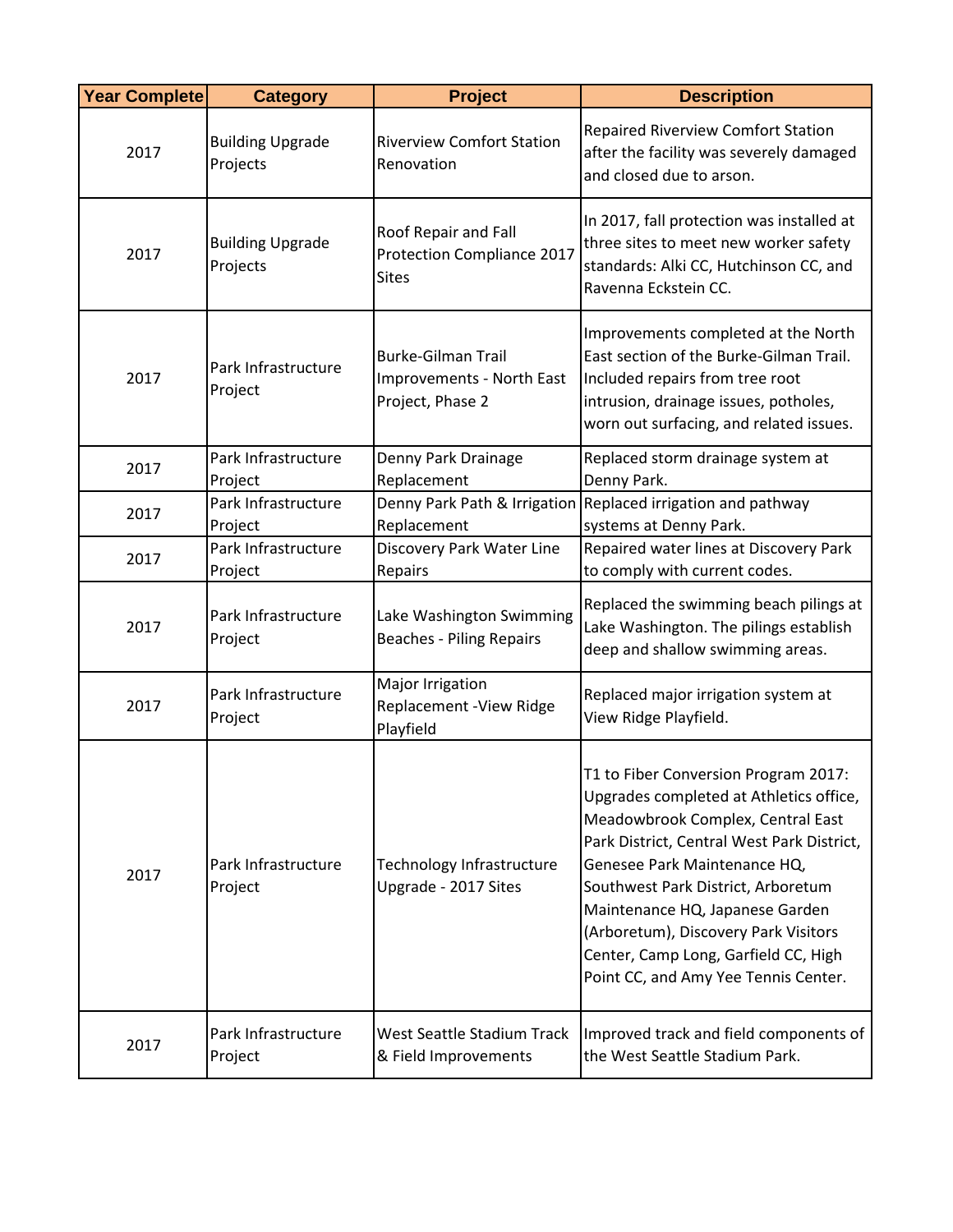| Year Complete | Category | Project | Description |
| --- | --- | --- | --- |
| 2017 | Building Upgrade Projects | Riverview Comfort Station Renovation | Repaired Riverview Comfort Station after the facility was severely damaged and closed due to arson. |
| 2017 | Building Upgrade Projects | Roof Repair and Fall Protection Compliance 2017 Sites | In 2017, fall protection was installed at three sites to meet new worker safety standards: Alki CC, Hutchinson CC, and Ravenna Eckstein CC. |
| 2017 | Park Infrastructure Project | Burke-Gilman Trail Improvements - North East Project, Phase 2 | Improvements completed at the North East section of the Burke-Gilman Trail. Included repairs from tree root intrusion, drainage issues, potholes, worn out surfacing, and related issues. |
| 2017 | Park Infrastructure Project | Denny Park Drainage Replacement | Replaced storm drainage system at Denny Park. |
| 2017 | Park Infrastructure Project | Denny Park Path & Irrigation Replacement | Replaced irrigation and pathway systems at Denny Park. |
| 2017 | Park Infrastructure Project | Discovery Park Water Line Repairs | Repaired water lines at Discovery Park to comply with current codes. |
| 2017 | Park Infrastructure Project | Lake Washington Swimming Beaches - Piling Repairs | Replaced the swimming beach pilings at Lake Washington. The pilings establish deep and shallow swimming areas. |
| 2017 | Park Infrastructure Project | Major Irrigation Replacement -View Ridge Playfield | Replaced major irrigation system at View Ridge Playfield. |
| 2017 | Park Infrastructure Project | Technology Infrastructure Upgrade - 2017 Sites | T1 to Fiber Conversion Program 2017: Upgrades completed at Athletics office, Meadowbrook Complex, Central East Park District, Central West Park District, Genesee Park Maintenance HQ, Southwest Park District, Arboretum Maintenance HQ, Japanese Garden (Arboretum), Discovery Park Visitors Center, Camp Long, Garfield CC, High Point CC, and Amy Yee Tennis Center. |
| 2017 | Park Infrastructure Project | West Seattle Stadium Track & Field Improvements | Improved track and field components of the West Seattle Stadium Park. |